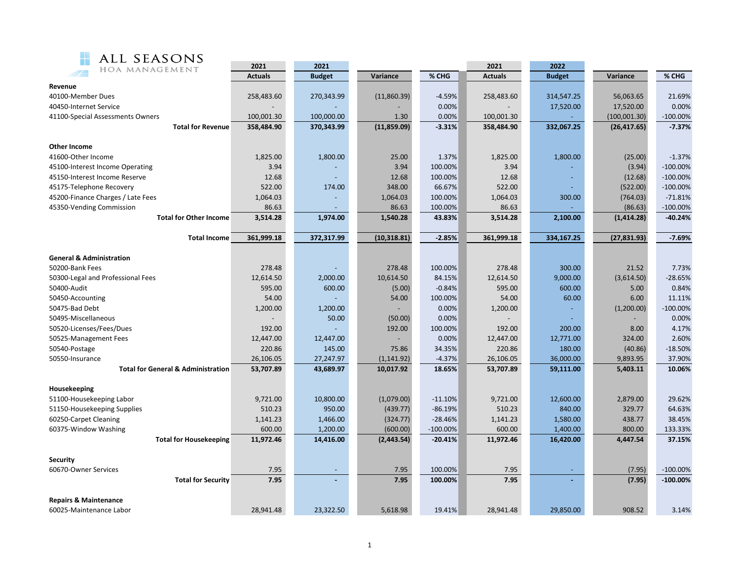**ALL SEASONS**
HOA MANAGEMENT

| | 2021 Actuals | 2021 Budget | Variance | % CHG | 2021 Actuals | 2022 Budget | Variance | % CHG |
|---|---|---|---|---|---|---|---|---|
| **Revenue** | | | | | | | | |
| 40100-Member Dues | 258,483.60 | 270,343.99 | (11,860.39) | -4.59% | 258,483.60 | 314,547.25 | 56,063.65 | 21.69% |
| 40450-Internet Service | - | - | - | 0.00% | - | 17,520.00 | 17,520.00 | 0.00% |
| 41100-Special Assessments Owners | 100,001.30 | 100,000.00 | 1.30 | 0.00% | 100,001.30 | - | (100,001.30) | -100.00% |
| **Total for Revenue** | **358,484.90** | **370,343.99** | **(11,859.09)** | **-3.31%** | **358,484.90** | **332,067.25** | **(26,417.65)** | **-7.37%** |
| **Other Income** | | | | | | | | |
| 41600-Other Income | 1,825.00 | 1,800.00 | 25.00 | 1.37% | 1,825.00 | 1,800.00 | (25.00) | -1.37% |
| 45100-Interest Income Operating | 3.94 | - | 3.94 | 100.00% | 3.94 | - | (3.94) | -100.00% |
| 45150-Interest Income Reserve | 12.68 | - | 12.68 | 100.00% | 12.68 | - | (12.68) | -100.00% |
| 45175-Telephone Recovery | 522.00 | 174.00 | 348.00 | 66.67% | 522.00 | - | (522.00) | -100.00% |
| 45200-Finance Charges / Late Fees | 1,064.03 | - | 1,064.03 | 100.00% | 1,064.03 | 300.00 | (764.03) | -71.81% |
| 45350-Vending Commission | 86.63 | - | 86.63 | 100.00% | 86.63 | - | (86.63) | -100.00% |
| **Total for Other Income** | **3,514.28** | **1,974.00** | **1,540.28** | **43.83%** | **3,514.28** | **2,100.00** | **(1,414.28)** | **-40.24%** |
| **Total Income** | **361,999.18** | **372,317.99** | **(10,318.81)** | **-2.85%** | **361,999.18** | **334,167.25** | **(27,831.93)** | **-7.69%** |
| **General & Administration** | | | | | | | | |
| 50200-Bank Fees | 278.48 | - | 278.48 | 100.00% | 278.48 | 300.00 | 21.52 | 7.73% |
| 50300-Legal and Professional Fees | 12,614.50 | 2,000.00 | 10,614.50 | 84.15% | 12,614.50 | 9,000.00 | (3,614.50) | -28.65% |
| 50400-Audit | 595.00 | 600.00 | (5.00) | -0.84% | 595.00 | 600.00 | 5.00 | 0.84% |
| 50450-Accounting | 54.00 | - | 54.00 | 100.00% | 54.00 | 60.00 | 6.00 | 11.11% |
| 50475-Bad Debt | 1,200.00 | 1,200.00 | - | 0.00% | 1,200.00 | - | (1,200.00) | -100.00% |
| 50495-Miscellaneous | - | 50.00 | (50.00) | 0.00% | - | - | - | 0.00% |
| 50520-Licenses/Fees/Dues | 192.00 | - | 192.00 | 100.00% | 192.00 | 200.00 | 8.00 | 4.17% |
| 50525-Management Fees | 12,447.00 | 12,447.00 | - | 0.00% | 12,447.00 | 12,771.00 | 324.00 | 2.60% |
| 50540-Postage | 220.86 | 145.00 | 75.86 | 34.35% | 220.86 | 180.00 | (40.86) | -18.50% |
| 50550-Insurance | 26,106.05 | 27,247.97 | (1,141.92) | -4.37% | 26,106.05 | 36,000.00 | 9,893.95 | 37.90% |
| **Total for General & Administration** | **53,707.89** | **43,689.97** | **10,017.92** | **18.65%** | **53,707.89** | **59,111.00** | **5,403.11** | **10.06%** |
| **Housekeeping** | | | | | | | | |
| 51100-Housekeeping Labor | 9,721.00 | 10,800.00 | (1,079.00) | -11.10% | 9,721.00 | 12,600.00 | 2,879.00 | 29.62% |
| 51150-Housekeeping Supplies | 510.23 | 950.00 | (439.77) | -86.19% | 510.23 | 840.00 | 329.77 | 64.63% |
| 60250-Carpet Cleaning | 1,141.23 | 1,466.00 | (324.77) | -28.46% | 1,141.23 | 1,580.00 | 438.77 | 38.45% |
| 60375-Window Washing | 600.00 | 1,200.00 | (600.00) | -100.00% | 600.00 | 1,400.00 | 800.00 | 133.33% |
| **Total for Housekeeping** | **11,972.46** | **14,416.00** | **(2,443.54)** | **-20.41%** | **11,972.46** | **16,420.00** | **4,447.54** | **37.15%** |
| **Security** | | | | | | | | |
| 60670-Owner Services | 7.95 | - | 7.95 | 100.00% | 7.95 | - | (7.95) | -100.00% |
| **Total for Security** | **7.95** | **-** | **7.95** | **100.00%** | **7.95** | **-** | **(7.95)** | **-100.00%** |
| **Repairs & Maintenance** | | | | | | | | |
| 60025-Maintenance Labor | 28,941.48 | 23,322.50 | 5,618.98 | 19.41% | 28,941.48 | 29,850.00 | 908.52 | 3.14% |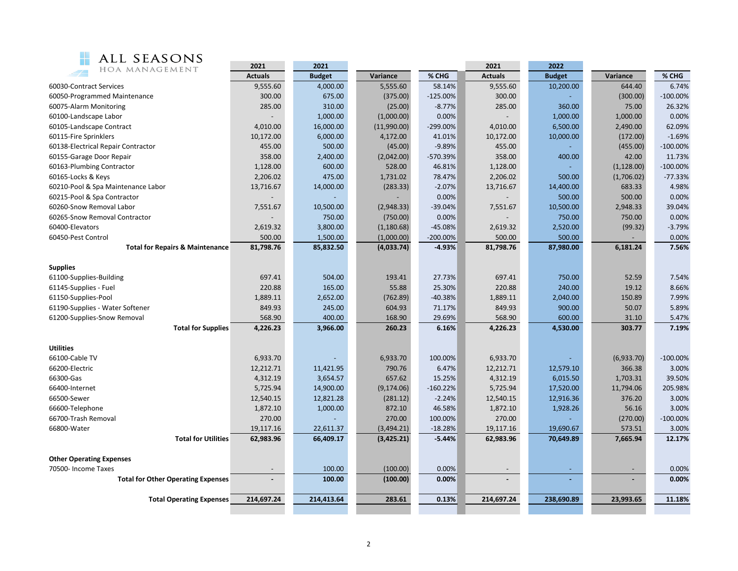ALL SEASONS
HOA MANAGEMENT

| | 2021 Actuals | 2021 Budget | Variance | % CHG | 2021 Actuals | 2022 Budget | Variance | % CHG |
|---|---|---|---|---|---|---|---|---|
| 60030-Contract Services | 9,555.60 | 4,000.00 | 5,555.60 | 58.14% | 9,555.60 | 10,200.00 | 644.40 | 6.74% |
| 60050-Programmed Maintenance | 300.00 | 675.00 | (375.00) | -125.00% | 300.00 | - | (300.00) | -100.00% |
| 60075-Alarm Monitoring | 285.00 | 310.00 | (25.00) | -8.77% | 285.00 | 360.00 | 75.00 | 26.32% |
| 60100-Landscape Labor | - | 1,000.00 | (1,000.00) | 0.00% | - | 1,000.00 | 1,000.00 | 0.00% |
| 60105-Landscape Contract | 4,010.00 | 16,000.00 | (11,990.00) | -299.00% | 4,010.00 | 6,500.00 | 2,490.00 | 62.09% |
| 60115-Fire Sprinklers | 10,172.00 | 6,000.00 | 4,172.00 | 41.01% | 10,172.00 | 10,000.00 | (172.00) | -1.69% |
| 60138-Electrical Repair Contractor | 455.00 | 500.00 | (45.00) | -9.89% | 455.00 | - | (455.00) | -100.00% |
| 60155-Garage Door Repair | 358.00 | 2,400.00 | (2,042.00) | -570.39% | 358.00 | 400.00 | 42.00 | 11.73% |
| 60163-Plumbing Contractor | 1,128.00 | 600.00 | 528.00 | 46.81% | 1,128.00 | - | (1,128.00) | -100.00% |
| 60165-Locks & Keys | 2,206.02 | 475.00 | 1,731.02 | 78.47% | 2,206.02 | 500.00 | (1,706.02) | -77.33% |
| 60210-Pool & Spa Maintenance Labor | 13,716.67 | 14,000.00 | (283.33) | -2.07% | 13,716.67 | 14,400.00 | 683.33 | 4.98% |
| 60215-Pool & Spa Contractor | - | - | - | 0.00% | - | 500.00 | 500.00 | 0.00% |
| 60260-Snow Removal Labor | 7,551.67 | 10,500.00 | (2,948.33) | -39.04% | 7,551.67 | 10,500.00 | 2,948.33 | 39.04% |
| 60265-Snow Removal Contractor | - | 750.00 | (750.00) | 0.00% | - | 750.00 | 750.00 | 0.00% |
| 60400-Elevators | 2,619.32 | 3,800.00 | (1,180.68) | -45.08% | 2,619.32 | 2,520.00 | (99.32) | -3.79% |
| 60450-Pest Control | 500.00 | 1,500.00 | (1,000.00) | -200.00% | 500.00 | 500.00 | - | 0.00% |
| **Total for Repairs & Maintenance** | **81,798.76** | **85,832.50** | **(4,033.74)** | **-4.93%** | **81,798.76** | **87,980.00** | **6,181.24** | **7.56%** |
| | | | | | | | | |
| **Supplies** | | | | | | | | |
| 61100-Supplies-Building | 697.41 | 504.00 | 193.41 | 27.73% | 697.41 | 750.00 | 52.59 | 7.54% |
| 61145-Supplies - Fuel | 220.88 | 165.00 | 55.88 | 25.30% | 220.88 | 240.00 | 19.12 | 8.66% |
| 61150-Supplies-Pool | 1,889.11 | 2,652.00 | (762.89) | -40.38% | 1,889.11 | 2,040.00 | 150.89 | 7.99% |
| 61190-Supplies - Water Softener | 849.93 | 245.00 | 604.93 | 71.17% | 849.93 | 900.00 | 50.07 | 5.89% |
| 61200-Supplies-Snow Removal | 568.90 | 400.00 | 168.90 | 29.69% | 568.90 | 600.00 | 31.10 | 5.47% |
| **Total for Supplies** | **4,226.23** | **3,966.00** | **260.23** | **6.16%** | **4,226.23** | **4,530.00** | **303.77** | **7.19%** |
| | | | | | | | | |
| **Utilities** | | | | | | | | |
| 66100-Cable TV | 6,933.70 | - | 6,933.70 | 100.00% | 6,933.70 | - | (6,933.70) | -100.00% |
| 66200-Electric | 12,212.71 | 11,421.95 | 790.76 | 6.47% | 12,212.71 | 12,579.10 | 366.38 | 3.00% |
| 66300-Gas | 4,312.19 | 3,654.57 | 657.62 | 15.25% | 4,312.19 | 6,015.50 | 1,703.31 | 39.50% |
| 66400-Internet | 5,725.94 | 14,900.00 | (9,174.06) | -160.22% | 5,725.94 | 17,520.00 | 11,794.06 | 205.98% |
| 66500-Sewer | 12,540.15 | 12,821.28 | (281.12) | -2.24% | 12,540.15 | 12,916.36 | 376.20 | 3.00% |
| 66600-Telephone | 1,872.10 | 1,000.00 | 872.10 | 46.58% | 1,872.10 | 1,928.26 | 56.16 | 3.00% |
| 66700-Trash Removal | 270.00 | - | 270.00 | 100.00% | 270.00 | - | (270.00) | -100.00% |
| 66800-Water | 19,117.16 | 22,611.37 | (3,494.21) | -18.28% | 19,117.16 | 19,690.67 | 573.51 | 3.00% |
| **Total for Utilities** | **62,983.96** | **66,409.17** | **(3,425.21)** | **-5.44%** | **62,983.96** | **70,649.89** | **7,665.94** | **12.17%** |
| | | | | | | | | |
| **Other Operating Expenses** | | | | | | | | |
| 70500- Income Taxes | - | 100.00 | (100.00) | 0.00% | - | - | - | 0.00% |
| **Total for Other Operating Expenses** | **-** | **100.00** | **(100.00)** | **0.00%** | **-** | **-** | **-** | **0.00%** |
| | | | | | | | | |
| **Total Operating Expenses** | **214,697.24** | **214,413.64** | **283.61** | **0.13%** | **214,697.24** | **238,690.89** | **23,993.65** | **11.18%** |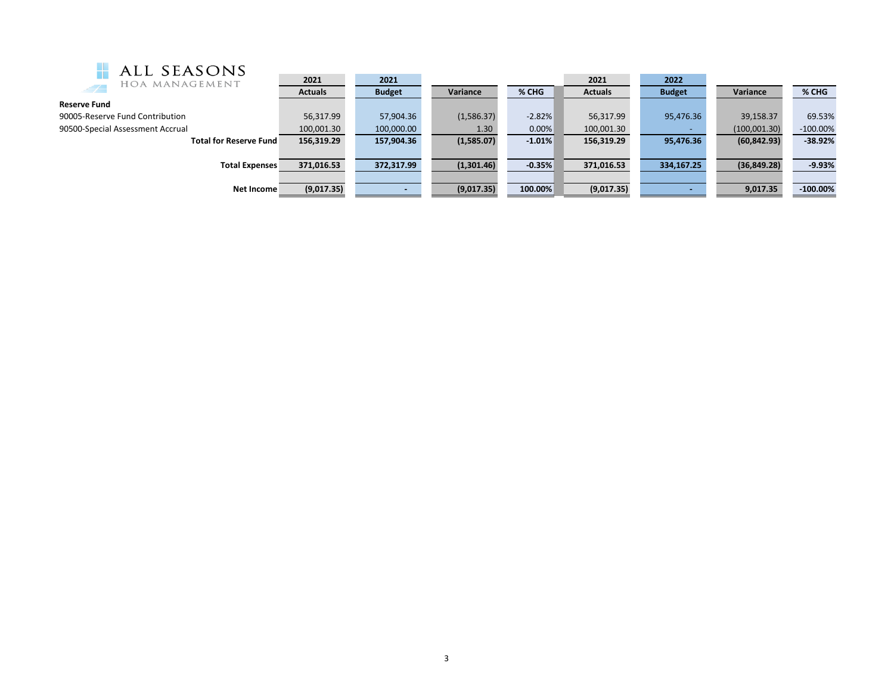ALL SEASONS
HOA MANAGEMENT

| | 2021 Actuals | 2021 Budget | Variance | % CHG | 2021 Actuals | 2022 Budget | Variance | % CHG |
|---|---|---|---|---|---|---|---|---|
| **Reserve Fund** | | | | | | | | |
| 90005-Reserve Fund Contribution | 56,317.99 | 57,904.36 | (1,586.37) | -2.82% | 56,317.99 | 95,476.36 | 39,158.37 | 69.53% |
| 90500-Special Assessment Accrual | 100,001.30 | 100,000.00 | 1.30 | 0.00% | 100,001.30 | - | (100,001.30) | -100.00% |
| **Total for Reserve Fund** | **156,319.29** | **157,904.36** | **(1,585.07)** | **-1.01%** | **156,319.29** | **95,476.36** | **(60,842.93)** | **-38.92%** |
| **Total Expenses** | **371,016.53** | **372,317.99** | **(1,301.46)** | **-0.35%** | **371,016.53** | **334,167.25** | **(36,849.28)** | **-9.93%** |
| **Net Income** | **(9,017.35)** | **-** | **(9,017.35)** | **100.00%** | **(9,017.35)** | **-** | **9,017.35** | **-100.00%** |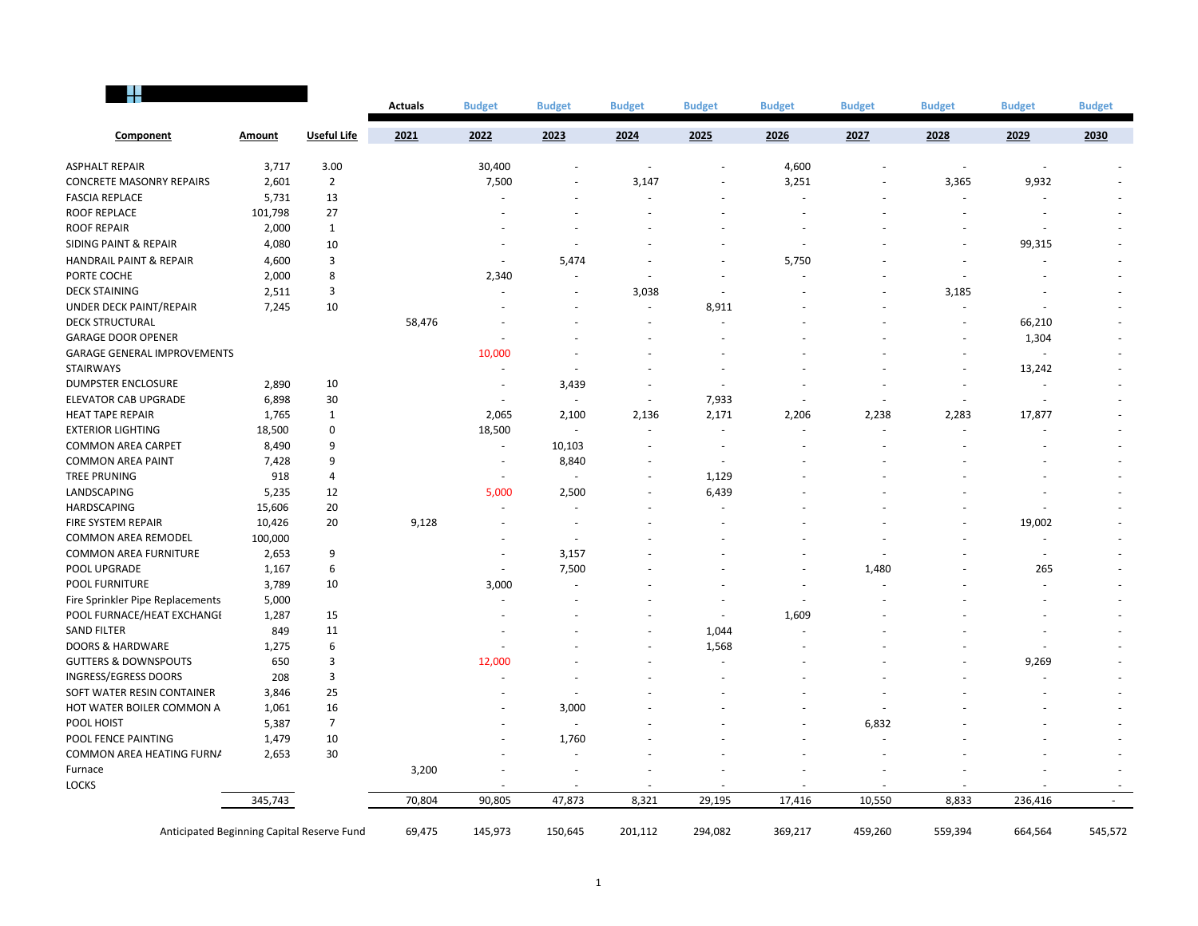| Component | Amount | Useful Life | Actuals 2021 | Budget 2022 | Budget 2023 | Budget 2024 | Budget 2025 | Budget 2026 | Budget 2027 | Budget 2028 | Budget 2029 | Budget 2030 |
|---|---|---|---|---|---|---|---|---|---|---|---|---|
| ASPHALT REPAIR | 3,717 | 3.00 | | 30,400 | - | - | - | 4,600 | - | - | - | - |
| CONCRETE MASONRY REPAIRS | 2,601 | 2 | | 7,500 | - | 3,147 | - | 3,251 | - | 3,365 | 9,932 | - |
| FASCIA REPLACE | 5,731 | 13 | | - | - | - | - | - | - | - | - | - |
| ROOF REPLACE | 101,798 | 27 | | - | - | - | - | - | - | - | - | - |
| ROOF REPAIR | 2,000 | 1 | | - | - | - | - | - | - | - | - | - |
| SIDING PAINT & REPAIR | 4,080 | 10 | | - | - | - | - | - | - | - | 99,315 | - |
| HANDRAIL PAINT & REPAIR | 4,600 | 3 | | - | 5,474 | - | - | 5,750 | - | - | - | - |
| PORTE COCHE | 2,000 | 8 | | 2,340 | - | - | - | - | - | - | - | - |
| DECK STAINING | 2,511 | 3 | | - | - | 3,038 | - | - | - | 3,185 | - | - |
| UNDER DECK PAINT/REPAIR | 7,245 | 10 | | - | - | - | 8,911 | - | - | - | - | - |
| DECK STRUCTURAL | | | 58,476 | - | - | - | - | - | - | - | 66,210 | - |
| GARAGE DOOR OPENER | | | | - | - | - | - | - | - | - | 1,304 | - |
| GARAGE GENERAL IMPROVEMENTS | | | | 10,000 | - | - | - | - | - | - | - | - |
| STAIRWAYS | | | | - | - | - | - | - | - | - | 13,242 | - |
| DUMPSTER ENCLOSURE | 2,890 | 10 | | - | 3,439 | - | - | - | - | - | - | - |
| ELEVATOR CAB UPGRADE | 6,898 | 30 | | - | - | - | 7,933 | - | - | - | - | - |
| HEAT TAPE REPAIR | 1,765 | 1 | | 2,065 | 2,100 | 2,136 | 2,171 | 2,206 | 2,238 | 2,283 | 17,877 | - |
| EXTERIOR LIGHTING | 18,500 | 0 | | 18,500 | - | - | - | - | - | - | - | - |
| COMMON AREA CARPET | 8,490 | 9 | | - | 10,103 | - | - | - | - | - | - | - |
| COMMON AREA PAINT | 7,428 | 9 | | - | 8,840 | - | - | - | - | - | - | - |
| TREE PRUNING | 918 | 4 | | - | - | - | 1,129 | - | - | - | - | - |
| LANDSCAPING | 5,235 | 12 | | 5,000 | 2,500 | - | 6,439 | - | - | - | - | - |
| HARDSCAPING | 15,606 | 20 | | - | - | - | - | - | - | - | - | - |
| FIRE SYSTEM REPAIR | 10,426 | 20 | 9,128 | - | - | - | - | - | - | - | 19,002 | - |
| COMMON AREA REMODEL | 100,000 | | | - | - | - | - | - | - | - | - | - |
| COMMON AREA FURNITURE | 2,653 | 9 | | - | 3,157 | - | - | - | - | - | - | - |
| POOL UPGRADE | 1,167 | 6 | | - | 7,500 | - | - | - | 1,480 | - | 265 | - |
| POOL FURNITURE | 3,789 | 10 | | 3,000 | - | - | - | - | - | - | - | - |
| Fire Sprinkler Pipe Replacements | 5,000 | | | - | - | - | - | - | - | - | - | - |
| POOL FURNACE/HEAT EXCHANGE | 1,287 | 15 | | - | - | - | - | 1,609 | - | - | - | - |
| SAND FILTER | 849 | 11 | | - | - | - | 1,044 | - | - | - | - | - |
| DOORS & HARDWARE | 1,275 | 6 | | - | - | - | 1,568 | - | - | - | - | - |
| GUTTERS & DOWNSPOUTS | 650 | 3 | | 12,000 | - | - | - | - | - | - | 9,269 | - |
| INGRESS/EGRESS DOORS | 208 | 3 | | - | - | - | - | - | - | - | - | - |
| SOFT WATER RESIN CONTAINER | 3,846 | 25 | | - | - | - | - | - | - | - | - | - |
| HOT WATER BOILER COMMON A | 1,061 | 16 | | - | 3,000 | - | - | - | - | - | - | - |
| POOL HOIST | 5,387 | 7 | | - | - | - | - | - | 6,832 | - | - | - |
| POOL FENCE PAINTING | 1,479 | 10 | | - | 1,760 | - | - | - | - | - | - | - |
| COMMON AREA HEATING FURNA | 2,653 | 30 | | - | - | - | - | - | - | - | - | - |
| Furnace | | | 3,200 | - | - | - | - | - | - | - | - | - |
| LOCKS | | | | - | - | - | - | - | - | - | - | - |
| | 345,743 | | 70,804 | 90,805 | 47,873 | 8,321 | 29,195 | 17,416 | 10,550 | 8,833 | 236,416 | - |
| Anticipated Beginning Capital Reserve Fund | | | 69,475 | 145,973 | 150,645 | 201,112 | 294,082 | 369,217 | 459,260 | 559,394 | 664,564 | 545,572 |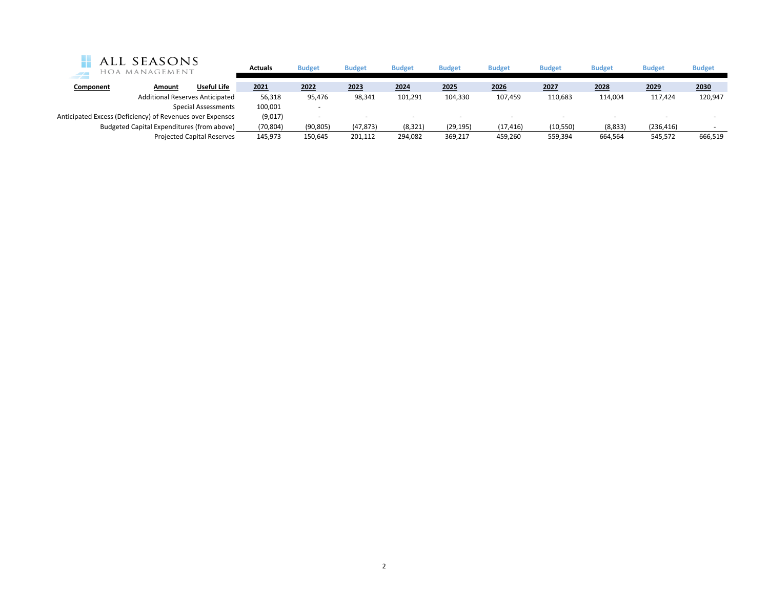ALL SEASONS
HOA MANAGEMENT

| Component | Amount | Useful Life | Actuals 2021 | Budget 2022 | Budget 2023 | Budget 2024 | Budget 2025 | Budget 2026 | Budget 2027 | Budget 2028 | Budget 2029 | Budget 2030 |
|---|---|---|---|---|---|---|---|---|---|---|---|---|
| Additional Reserves Anticipated | | | 56,318 | 95,476 | 98,341 | 101,291 | 104,330 | 107,459 | 110,683 | 114,004 | 117,424 | 120,947 |
| Special Assessments | | | 100,001 | - | | | | | | | | |
| Anticipated Excess (Deficiency) of Revenues over Expenses | | | (9,017) | - | - | - | - | - | - | - | - | - |
| Budgeted Capital Expenditures (from above) | | | (70,804) | (90,805) | (47,873) | (8,321) | (29,195) | (17,416) | (10,550) | (8,833) | (236,416) | - |
| Projected Capital Reserves | | | 145,973 | 150,645 | 201,112 | 294,082 | 369,217 | 459,260 | 559,394 | 664,564 | 545,572 | 666,519 |